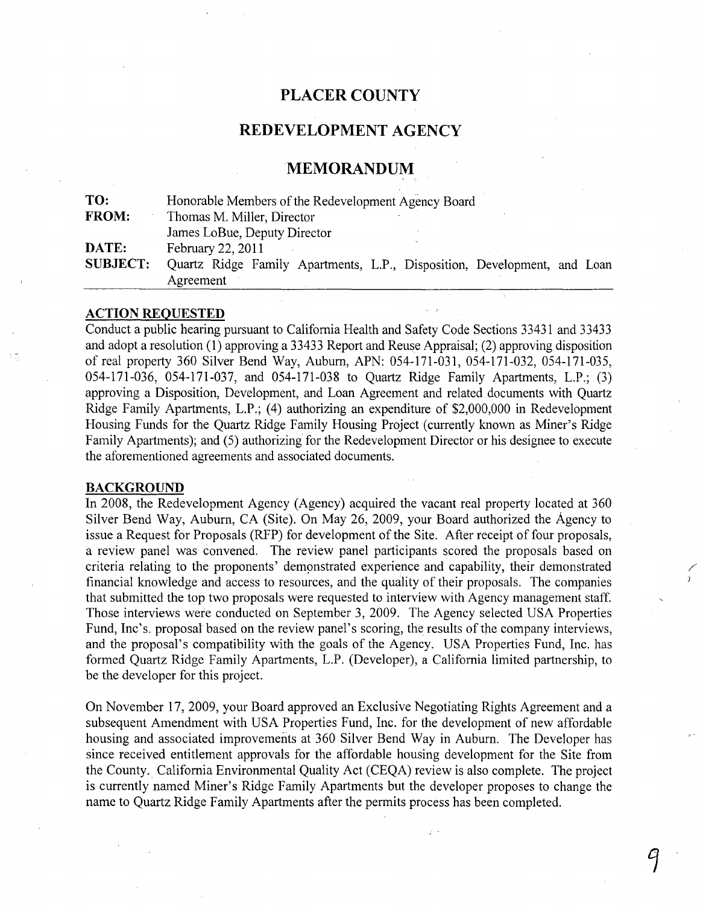# PLACER COUNTY

## REDEVELOPMENT AGENCY

## MEMORANDUM

**TO:** Honorable Members of the Redevelopment Agency Board
**FROM:** Thomas M. Miller, Director
James LoBue, Deputy Director
**DATE:** February 22, 2011
**SUBJECT:** Quartz Ridge Family Apartments, L.P., Disposition, Development, and Loan Agreement

---

### ACTION REQUESTED

Conduct a public hearing pursuant to California Health and Safety Code Sections 33431 and 33433 and adopt a resolution (1) approving a 33433 Report and Reuse Appraisal; (2) approving disposition of real property 360 Silver Bend Way, Auburn, APN: 054-171-031, 054-171-032, 054-171-035, 054-171-036, 054-171-037, and 054-171-038 to Quartz Ridge Family Apartments, L.P.; (3) approving a Disposition, Development, and Loan Agreement and related documents with Quartz Ridge Family Apartments, L.P.; (4) authorizing an expenditure of $2,000,000 in Redevelopment Housing Funds for the Quartz Ridge Family Housing Project (currently known as Miner's Ridge Family Apartments); and (5) authorizing for the Redevelopment Director or his designee to execute the aforementioned agreements and associated documents.

### BACKGROUND

In 2008, the Redevelopment Agency (Agency) acquired the vacant real property located at 360 Silver Bend Way, Auburn, CA (Site). On May 26, 2009, your Board authorized the Agency to issue a Request for Proposals (RFP) for development of the Site. After receipt of four proposals, a review panel was convened. The review panel participants scored the proposals based on criteria relating to the proponents' demonstrated experience and capability, their demonstrated financial knowledge and access to resources, and the quality of their proposals. The companies that submitted the top two proposals were requested to interview with Agency management staff. Those interviews were conducted on September 3, 2009. The Agency selected USA Properties Fund, Inc's. proposal based on the review panel's scoring, the results of the company interviews, and the proposal's compatibility with the goals of the Agency. USA Properties Fund, Inc. has formed Quartz Ridge Family Apartments, L.P. (Developer), a California limited partnership, to be the developer for this project.

On November 17, 2009, your Board approved an Exclusive Negotiating Rights Agreement and a subsequent Amendment with USA Properties Fund, Inc. for the development of new affordable housing and associated improvements at 360 Silver Bend Way in Auburn. The Developer has since received entitlement approvals for the affordable housing development for the Site from the County. California Environmental Quality Act (CEQA) review is also complete. The project is currently named Miner's Ridge Family Apartments but the developer proposes to change the name to Quartz Ridge Family Apartments after the permits process has been completed.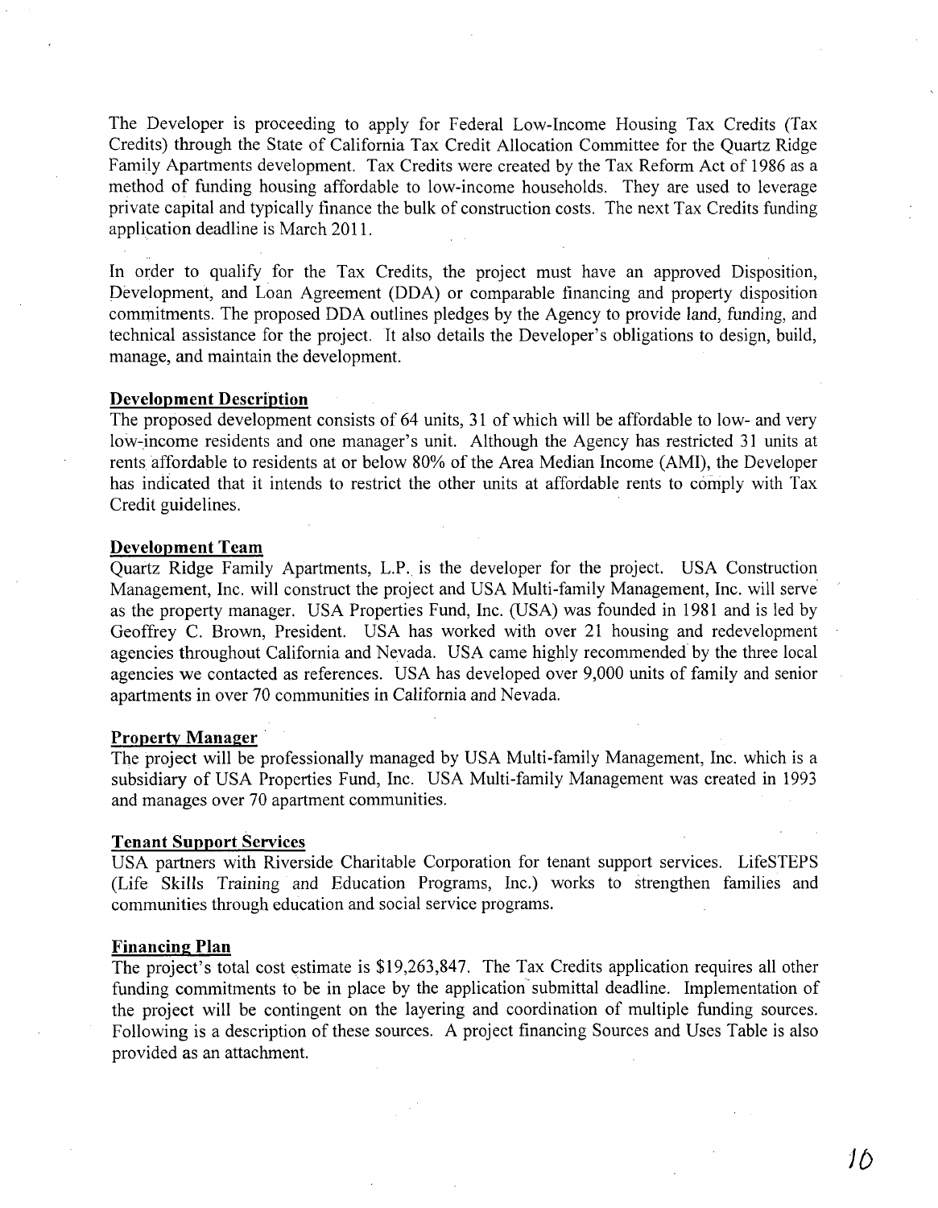The Developer is proceeding to apply for Federal Low-Income Housing Tax Credits (Tax Credits) through the State of California Tax Credit Allocation Committee for the Quartz Ridge Family Apartments development. Tax Credits were created by the Tax Reform Act of 1986 as a method of funding housing affordable to low-income households. They are used to leverage private capital and typically finance the bulk of construction costs. The next Tax Credits funding application deadline is March 2011.

In order to qualify for the Tax Credits, the project must have an approved Disposition, Development, and Loan Agreement (DDA) or comparable financing and property disposition commitments. The proposed DDA outlines pledges by the Agency to provide land, funding, and technical assistance for the project. It also details the Developer's obligations to design, build, manage, and maintain the development.

**Development Description**

The proposed development consists of 64 units, 31 of which will be affordable to low- and very low-income residents and one manager's unit. Although the Agency has restricted 31 units at rents affordable to residents at or below 80% of the Area Median Income (AMI), the Developer has indicated that it intends to restrict the other units at affordable rents to comply with Tax Credit guidelines.

**Development Team**

Quartz Ridge Family Apartments, L.P. is the developer for the project. USA Construction Management, Inc. will construct the project and USA Multi-family Management, Inc. will serve as the property manager. USA Properties Fund, Inc. (USA) was founded in 1981 and is led by Geoffrey C. Brown, President. USA has worked with over 21 housing and redevelopment agencies throughout California and Nevada. USA came highly recommended by the three local agencies we contacted as references. USA has developed over 9,000 units of family and senior apartments in over 70 communities in California and Nevada.

**Property Manager**

The project will be professionally managed by USA Multi-family Management, Inc. which is a subsidiary of USA Properties Fund, Inc. USA Multi-family Management was created in 1993 and manages over 70 apartment communities.

**Tenant Support Services**

USA partners with Riverside Charitable Corporation for tenant support services. LifeSTEPS (Life Skills Training and Education Programs, Inc.) works to strengthen families and communities through education and social service programs.

**Financing Plan**

The project's total cost estimate is $19,263,847. The Tax Credits application requires all other funding commitments to be in place by the application submittal deadline. Implementation of the project will be contingent on the layering and coordination of multiple funding sources. Following is a description of these sources. A project financing Sources and Uses Table is also provided as an attachment.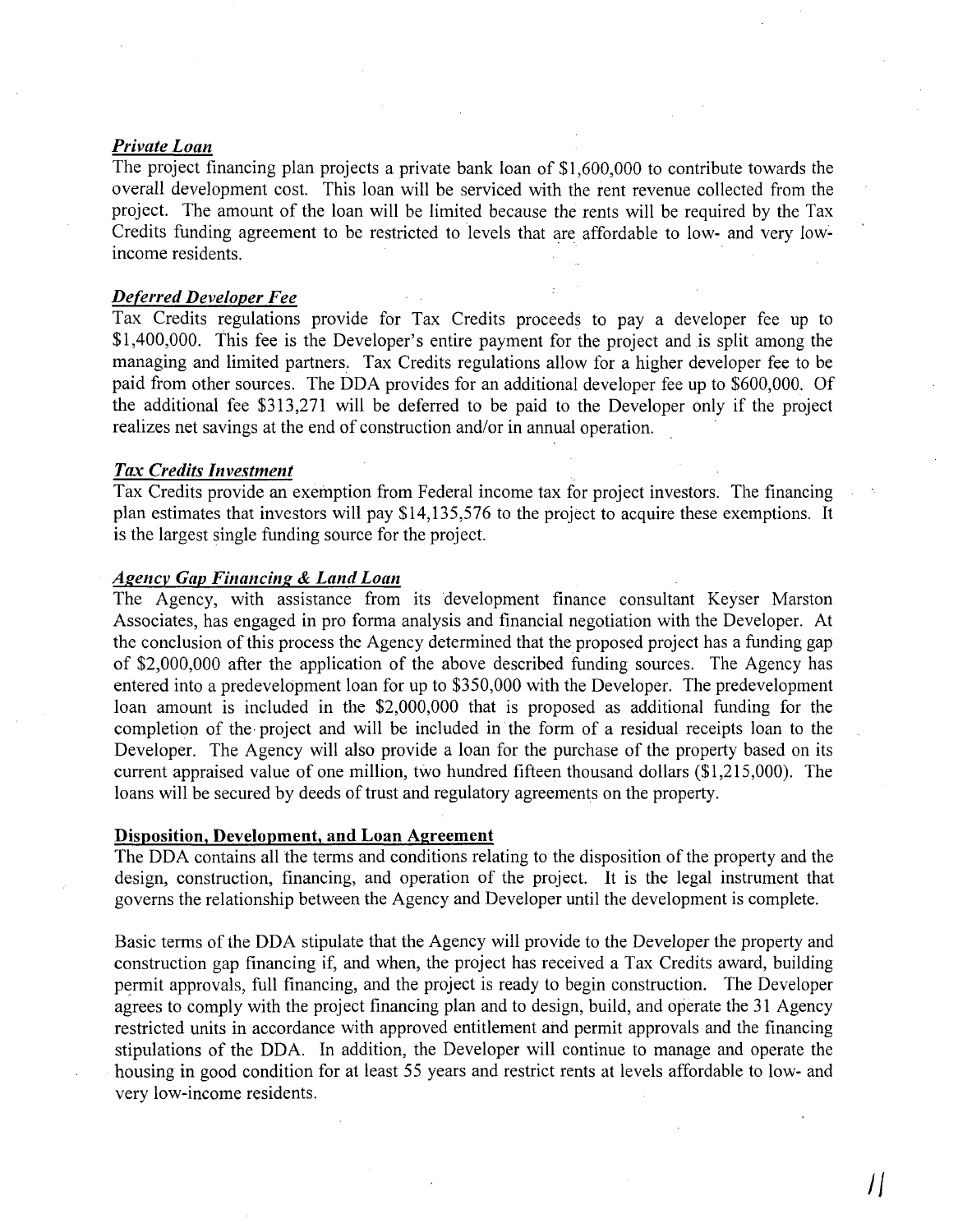***Private Loan***

The project financing plan projects a private bank loan of $1,600,000 to contribute towards the overall development cost. This loan will be serviced with the rent revenue collected from the project. The amount of the loan will be limited because the rents will be required by the Tax Credits funding agreement to be restricted to levels that are affordable to low- and very low-income residents.

***Deferred Developer Fee***

Tax Credits regulations provide for Tax Credits proceeds to pay a developer fee up to $1,400,000. This fee is the Developer's entire payment for the project and is split among the managing and limited partners. Tax Credits regulations allow for a higher developer fee to be paid from other sources. The DDA provides for an additional developer fee up to $600,000. Of the additional fee $313,271 will be deferred to be paid to the Developer only if the project realizes net savings at the end of construction and/or in annual operation.

***Tax Credits Investment***

Tax Credits provide an exemption from Federal income tax for project investors. The financing plan estimates that investors will pay $14,135,576 to the project to acquire these exemptions. It is the largest single funding source for the project.

***Agency Gap Financing & Land Loan***

The Agency, with assistance from its development finance consultant Keyser Marston Associates, has engaged in pro forma analysis and financial negotiation with the Developer. At the conclusion of this process the Agency determined that the proposed project has a funding gap of $2,000,000 after the application of the above described funding sources. The Agency has entered into a predevelopment loan for up to $350,000 with the Developer. The predevelopment loan amount is included in the $2,000,000 that is proposed as additional funding for the completion of the project and will be included in the form of a residual receipts loan to the Developer. The Agency will also provide a loan for the purchase of the property based on its current appraised value of one million, two hundred fifteen thousand dollars ($1,215,000). The loans will be secured by deeds of trust and regulatory agreements on the property.

**Disposition, Development, and Loan Agreement**

The DDA contains all the terms and conditions relating to the disposition of the property and the design, construction, financing, and operation of the project. It is the legal instrument that governs the relationship between the Agency and Developer until the development is complete.

Basic terms of the DDA stipulate that the Agency will provide to the Developer the property and construction gap financing if, and when, the project has received a Tax Credits award, building permit approvals, full financing, and the project is ready to begin construction. The Developer agrees to comply with the project financing plan and to design, build, and operate the 31 Agency restricted units in accordance with approved entitlement and permit approvals and the financing stipulations of the DDA. In addition, the Developer will continue to manage and operate the housing in good condition for at least 55 years and restrict rents at levels affordable to low- and very low-income residents.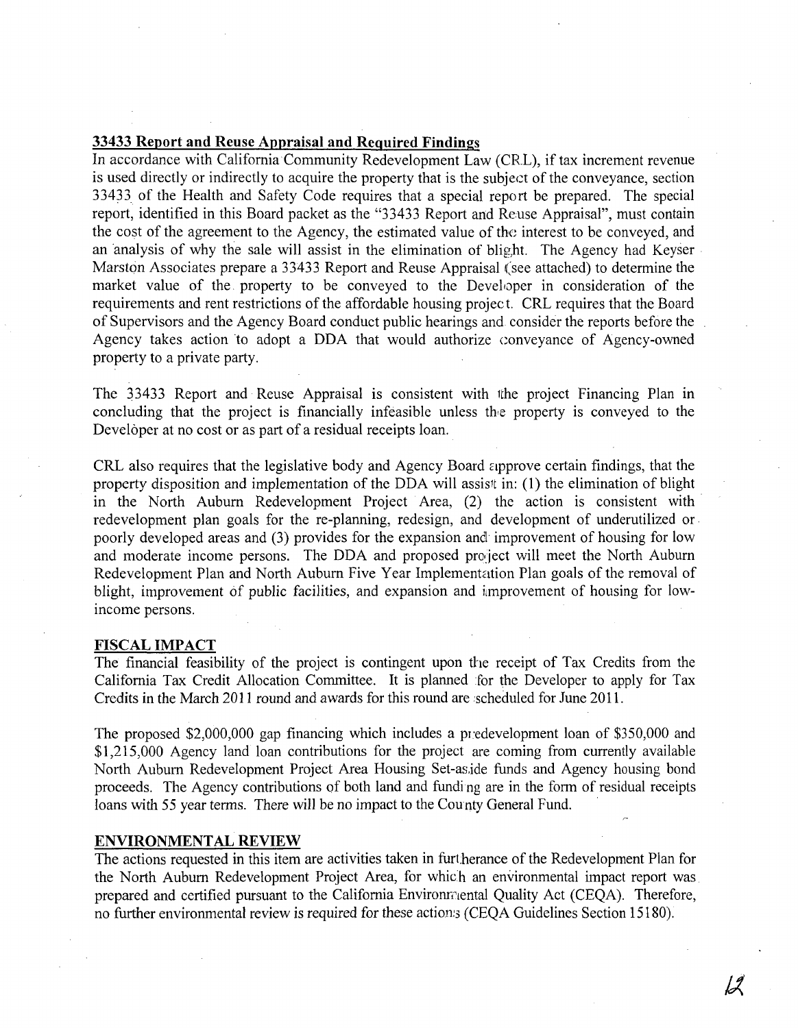## 33433 Report and Reuse Appraisal and Required Findings

In accordance with California Community Redevelopment Law (CRL), if tax increment revenue is used directly or indirectly to acquire the property that is the subject of the conveyance, section 33433 of the Health and Safety Code requires that a special report be prepared. The special report, identified in this Board packet as the "33433 Report and Reuse Appraisal", must contain the cost of the agreement to the Agency, the estimated value of the interest to be conveyed, and an analysis of why the sale will assist in the elimination of blight. The Agency had Keyser Marston Associates prepare a 33433 Report and Reuse Appraisal (see attached) to determine the market value of the property to be conveyed to the Developer in consideration of the requirements and rent restrictions of the affordable housing project. CRL requires that the Board of Supervisors and the Agency Board conduct public hearings and consider the reports before the Agency takes action to adopt a DDA that would authorize conveyance of Agency-owned property to a private party.

The 33433 Report and Reuse Appraisal is consistent with the project Financing Plan in concluding that the project is financially infeasible unless the property is conveyed to the Developer at no cost or as part of a residual receipts loan.

CRL also requires that the legislative body and Agency Board approve certain findings, that the property disposition and implementation of the DDA will assist in: (1) the elimination of blight in the North Auburn Redevelopment Project Area, (2) the action is consistent with redevelopment plan goals for the re-planning, redesign, and development of underutilized or poorly developed areas and (3) provides for the expansion and improvement of housing for low and moderate income persons. The DDA and proposed project will meet the North Auburn Redevelopment Plan and North Auburn Five Year Implementation Plan goals of the removal of blight, improvement of public facilities, and expansion and improvement of housing for low-income persons.

## FISCAL IMPACT

The financial feasibility of the project is contingent upon the receipt of Tax Credits from the California Tax Credit Allocation Committee. It is planned for the Developer to apply for Tax Credits in the March 2011 round and awards for this round are scheduled for June 2011.

The proposed $2,000,000 gap financing which includes a predevelopment loan of $350,000 and $1,215,000 Agency land loan contributions for the project are coming from currently available North Auburn Redevelopment Project Area Housing Set-aside funds and Agency housing bond proceeds. The Agency contributions of both land and funding are in the form of residual receipts loans with 55 year terms. There will be no impact to the County General Fund.

## ENVIRONMENTAL REVIEW

The actions requested in this item are activities taken in furtherance of the Redevelopment Plan for the North Auburn Redevelopment Project Area, for which an environmental impact report was prepared and certified pursuant to the California Environmental Quality Act (CEQA). Therefore, no further environmental review is required for these actions (CEQA Guidelines Section 15180).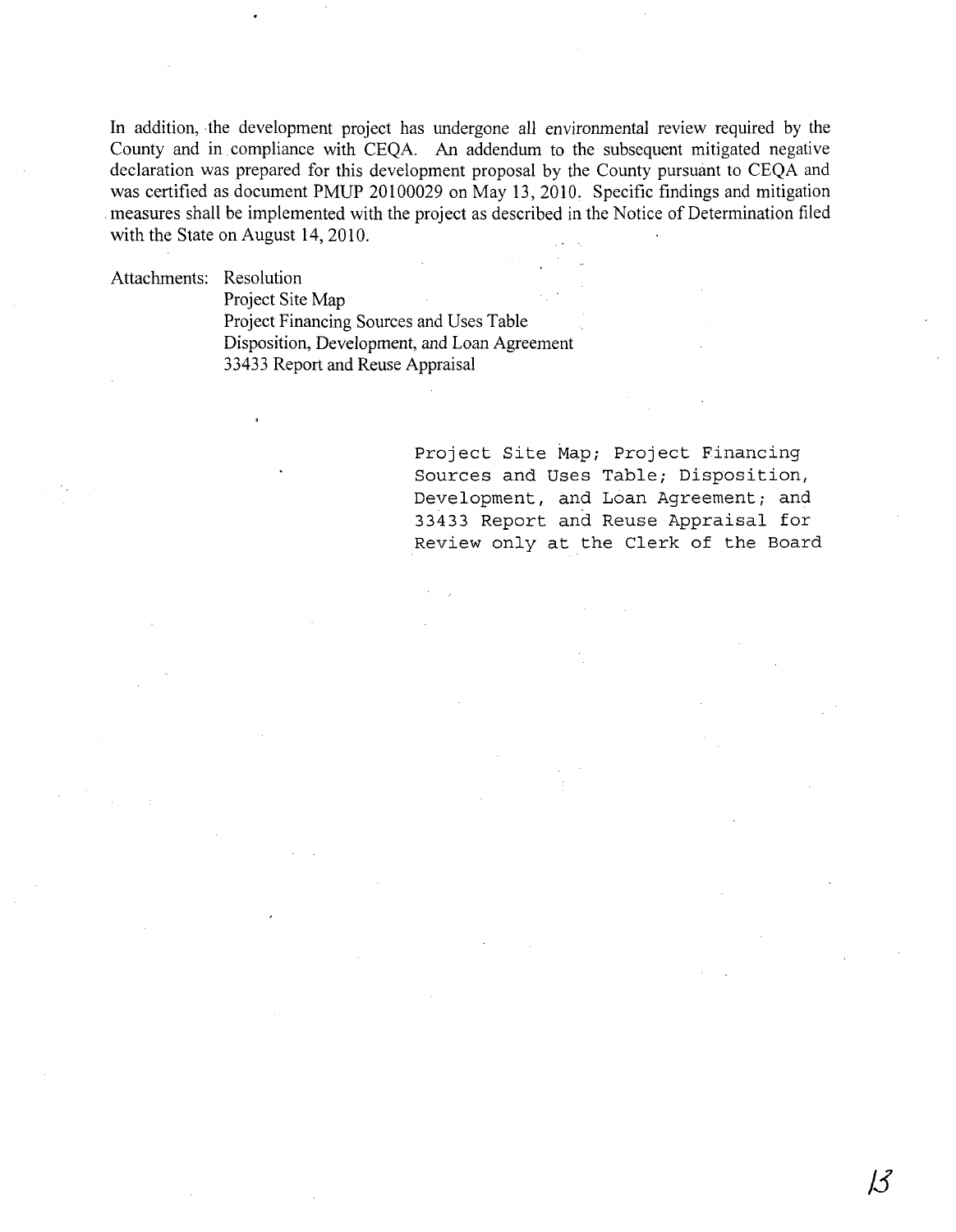In addition, the development project has undergone all environmental review required by the County and in compliance with CEQA. An addendum to the subsequent mitigated negative declaration was prepared for this development proposal by the County pursuant to CEQA and was certified as document PMUP 20100029 on May 13, 2010. Specific findings and mitigation measures shall be implemented with the project as described in the Notice of Determination filed with the State on August 14, 2010.

Attachments: Resolution
Project Site Map
Project Financing Sources and Uses Table
Disposition, Development, and Loan Agreement
33433 Report and Reuse Appraisal

Project Site Map; Project Financing Sources and Uses Table; Disposition, Development, and Loan Agreement; and 33433 Report and Reuse Appraisal for Review only at the Clerk of the Board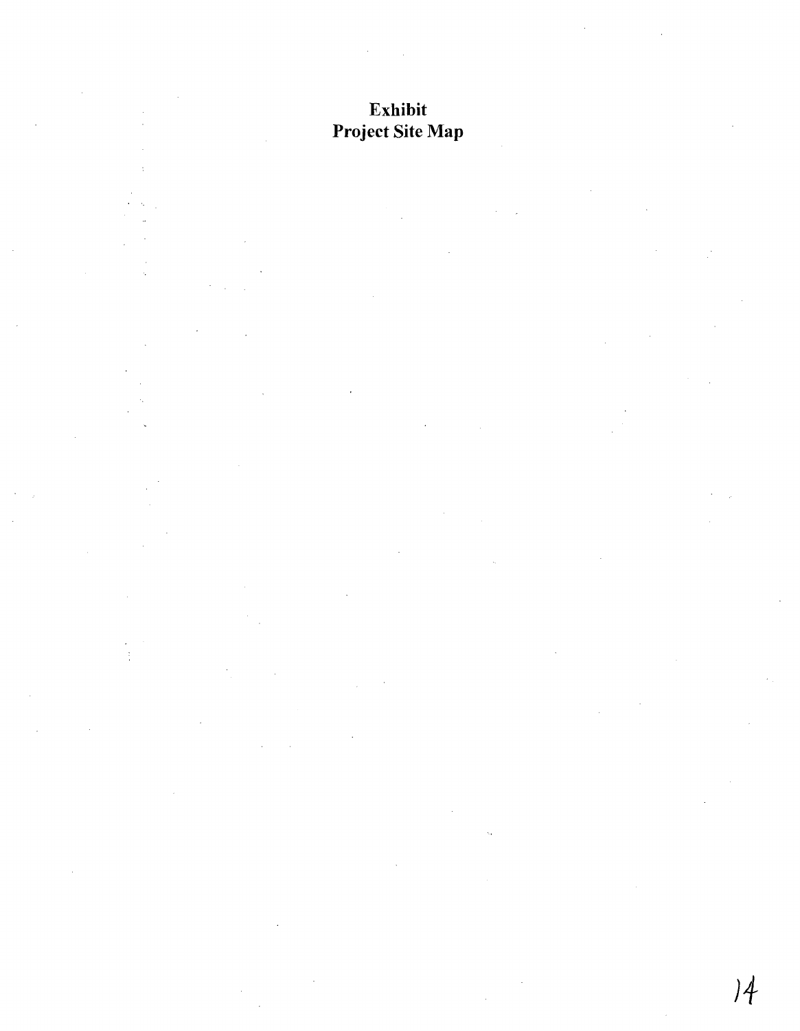# Exhibit
## Project Site Map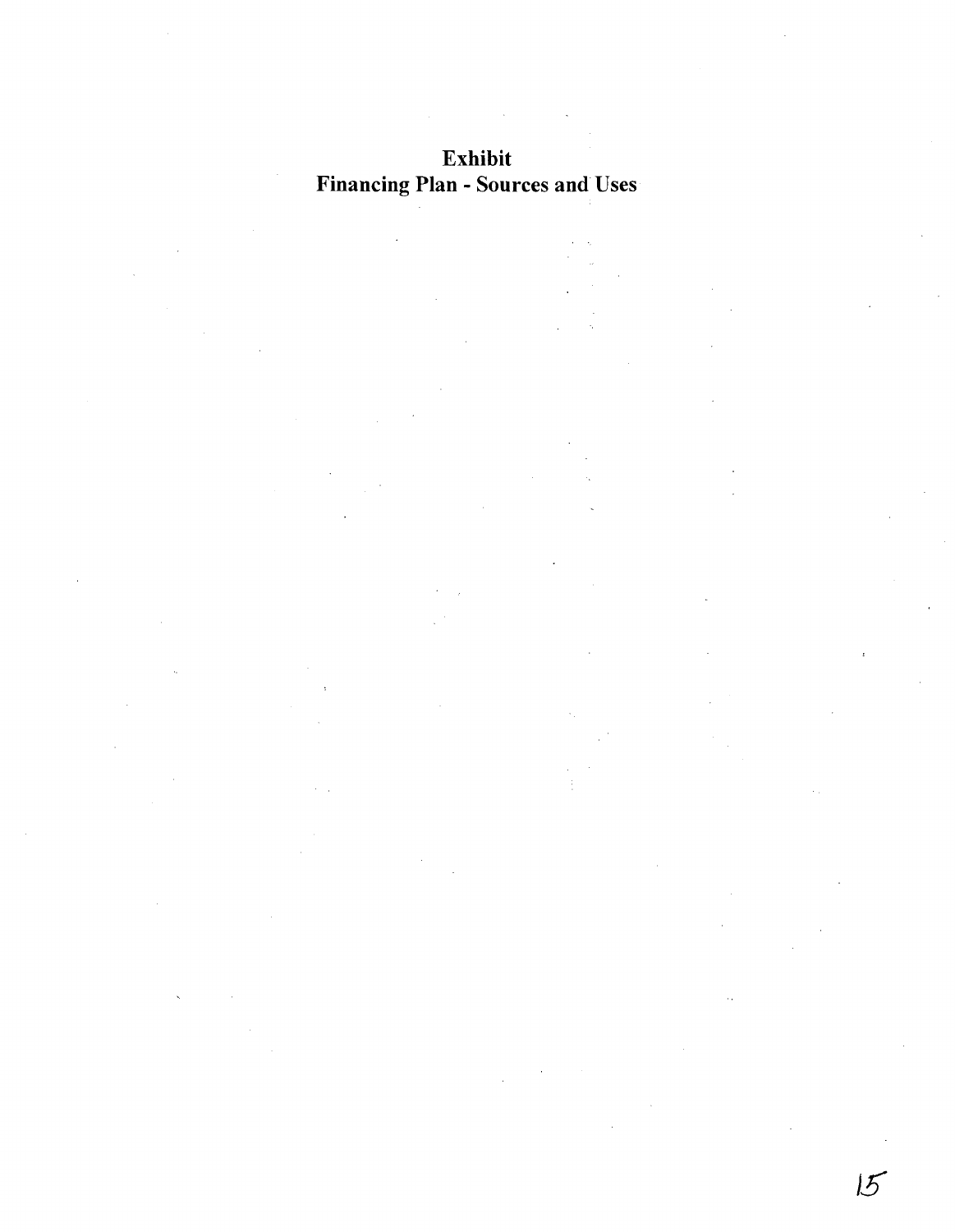# Exhibit
# Financing Plan - Sources and Uses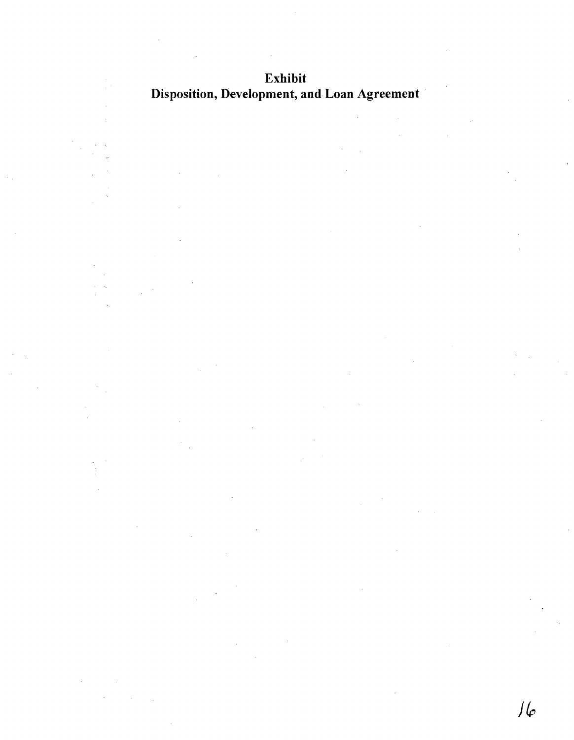# Exhibit
# Disposition, Development, and Loan Agreement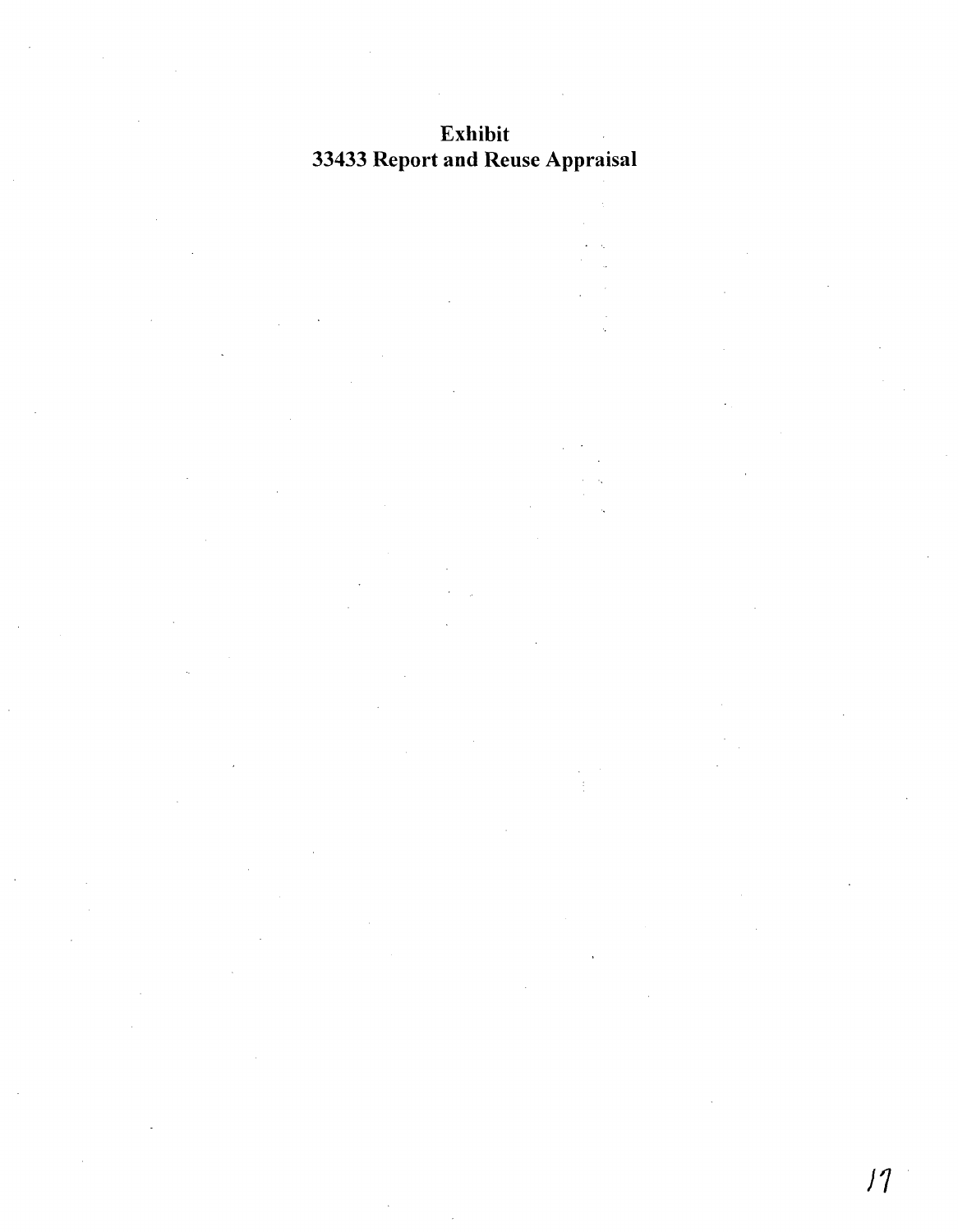# Exhibit
# 33433 Report and Reuse Appraisal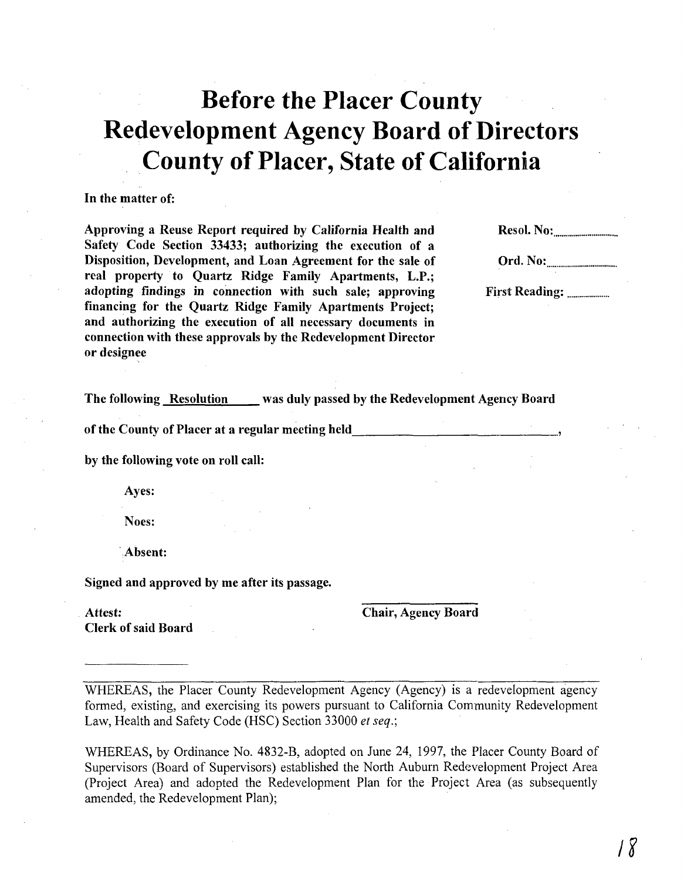# Before the Placer County Redevelopment Agency Board of Directors County of Placer, State of California

**In the matter of:**

**Approving a Reuse Report required by California Health and Safety Code Section 33433; authorizing the execution of a Disposition, Development, and Loan Agreement for the sale of real property to Quartz Ridge Family Apartments, L.P.; adopting findings in connection with such sale; approving financing for the Quartz Ridge Family Apartments Project; and authorizing the execution of all necessary documents in connection with these approvals by the Redevelopment Director or designee**

**Resol. No:**..............................

**Ord. No:**..............................

**First Reading:** ..................

**The following Resolution was duly passed by the Redevelopment Agency Board of the County of Placer at a regular meeting held\_\_\_\_\_\_\_\_\_\_\_\_\_\_\_\_\_\_\_\_\_\_\_\_\_\_\_\_\_\_\_\_\_\_,**

**by the following vote on roll call:**

**Ayes:**

**Noes:**

**Absent:**

**Signed and approved by me after its passage.**

**Attest:**
**Clerk of said Board**

\_\_\_\_\_\_\_\_\_\_\_\_\_\_\_\_\_

**Chair, Agency Board**

WHEREAS, the Placer County Redevelopment Agency (Agency) is a redevelopment agency formed, existing, and exercising its powers pursuant to California Community Redevelopment Law, Health and Safety Code (HSC) Section 33000 *et seq*.;

WHEREAS, by Ordinance No. 4832-B, adopted on June 24, 1997, the Placer County Board of Supervisors (Board of Supervisors) established the North Auburn Redevelopment Project Area (Project Area) and adopted the Redevelopment Plan for the Project Area (as subsequently amended, the Redevelopment Plan);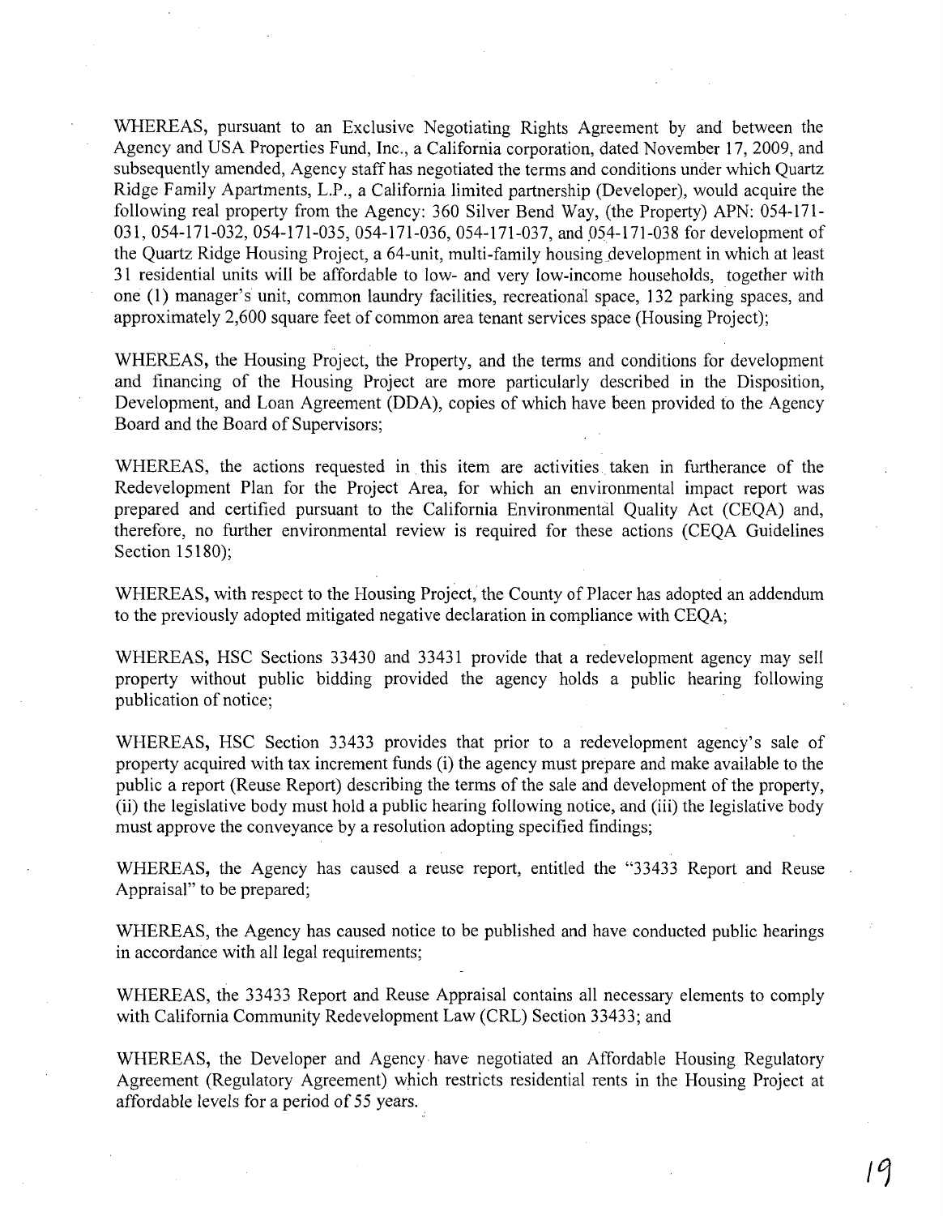WHEREAS, pursuant to an Exclusive Negotiating Rights Agreement by and between the Agency and USA Properties Fund, Inc., a California corporation, dated November 17, 2009, and subsequently amended, Agency staff has negotiated the terms and conditions under which Quartz Ridge Family Apartments, L.P., a California limited partnership (Developer), would acquire the following real property from the Agency: 360 Silver Bend Way, (the Property) APN: 054-171-031, 054-171-032, 054-171-035, 054-171-036, 054-171-037, and 054-171-038 for development of the Quartz Ridge Housing Project, a 64-unit, multi-family housing development in which at least 31 residential units will be affordable to low- and very low-income households, together with one (1) manager's unit, common laundry facilities, recreational space, 132 parking spaces, and approximately 2,600 square feet of common area tenant services space (Housing Project);

WHEREAS, the Housing Project, the Property, and the terms and conditions for development and financing of the Housing Project are more particularly described in the Disposition, Development, and Loan Agreement (DDA), copies of which have been provided to the Agency Board and the Board of Supervisors;

WHEREAS, the actions requested in this item are activities taken in furtherance of the Redevelopment Plan for the Project Area, for which an environmental impact report was prepared and certified pursuant to the California Environmental Quality Act (CEQA) and, therefore, no further environmental review is required for these actions (CEQA Guidelines Section 15180);

WHEREAS, with respect to the Housing Project, the County of Placer has adopted an addendum to the previously adopted mitigated negative declaration in compliance with CEQA;

WHEREAS, HSC Sections 33430 and 33431 provide that a redevelopment agency may sell property without public bidding provided the agency holds a public hearing following publication of notice;

WHEREAS, HSC Section 33433 provides that prior to a redevelopment agency's sale of property acquired with tax increment funds (i) the agency must prepare and make available to the public a report (Reuse Report) describing the terms of the sale and development of the property, (ii) the legislative body must hold a public hearing following notice, and (iii) the legislative body must approve the conveyance by a resolution adopting specified findings;

WHEREAS, the Agency has caused a reuse report, entitled the "33433 Report and Reuse Appraisal" to be prepared;

WHEREAS, the Agency has caused notice to be published and have conducted public hearings in accordance with all legal requirements;

WHEREAS, the 33433 Report and Reuse Appraisal contains all necessary elements to comply with California Community Redevelopment Law (CRL) Section 33433; and

WHEREAS, the Developer and Agency have negotiated an Affordable Housing Regulatory Agreement (Regulatory Agreement) which restricts residential rents in the Housing Project at affordable levels for a period of 55 years.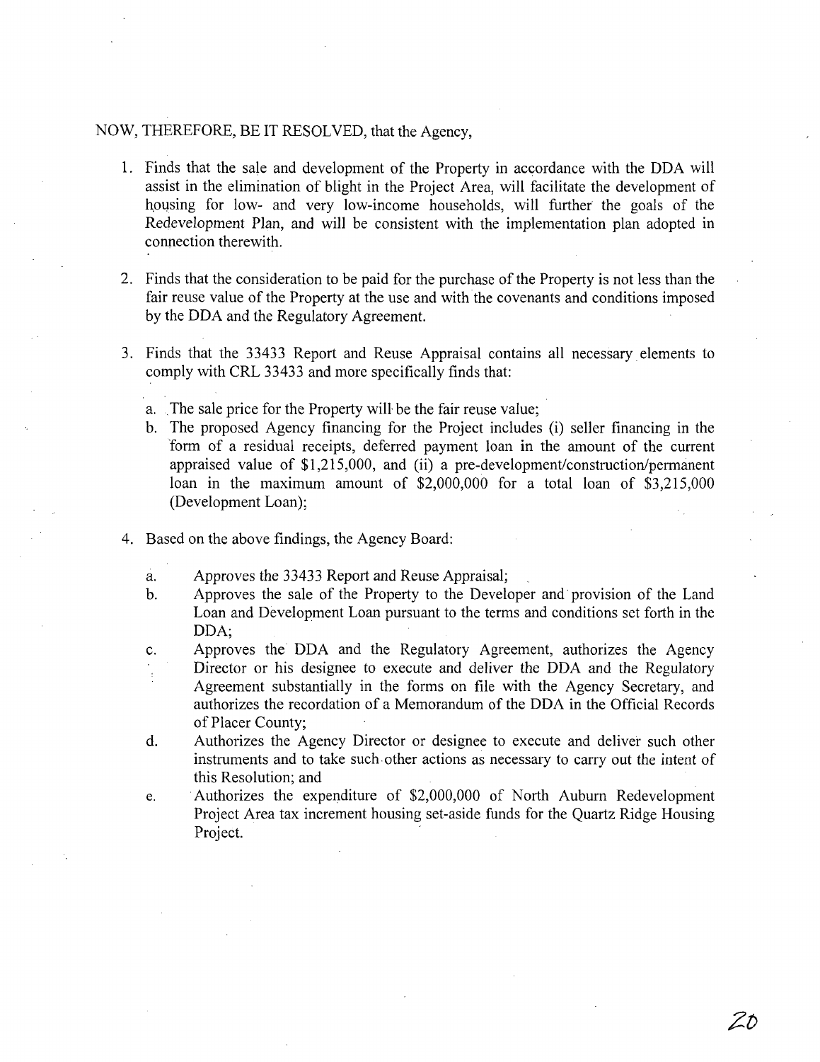NOW, THEREFORE, BE IT RESOLVED, that the Agency,

1. Finds that the sale and development of the Property in accordance with the DDA will assist in the elimination of blight in the Project Area, will facilitate the development of housing for low- and very low-income households, will further the goals of the Redevelopment Plan, and will be consistent with the implementation plan adopted in connection therewith.

2. Finds that the consideration to be paid for the purchase of the Property is not less than the fair reuse value of the Property at the use and with the covenants and conditions imposed by the DDA and the Regulatory Agreement.

3. Finds that the 33433 Report and Reuse Appraisal contains all necessary elements to comply with CRL 33433 and more specifically finds that:

   a. The sale price for the Property will be the fair reuse value;
   b. The proposed Agency financing for the Project includes (i) seller financing in the form of a residual receipts, deferred payment loan in the amount of the current appraised value of $1,215,000, and (ii) a pre-development/construction/permanent loan in the maximum amount of $2,000,000 for a total loan of $3,215,000 (Development Loan);

4. Based on the above findings, the Agency Board:

   a. Approves the 33433 Report and Reuse Appraisal;
   b. Approves the sale of the Property to the Developer and provision of the Land Loan and Development Loan pursuant to the terms and conditions set forth in the DDA;
   c. Approves the DDA and the Regulatory Agreement, authorizes the Agency Director or his designee to execute and deliver the DDA and the Regulatory Agreement substantially in the forms on file with the Agency Secretary, and authorizes the recordation of a Memorandum of the DDA in the Official Records of Placer County;
   d. Authorizes the Agency Director or designee to execute and deliver such other instruments and to take such other actions as necessary to carry out the intent of this Resolution; and
   e. Authorizes the expenditure of $2,000,000 of North Auburn Redevelopment Project Area tax increment housing set-aside funds for the Quartz Ridge Housing Project.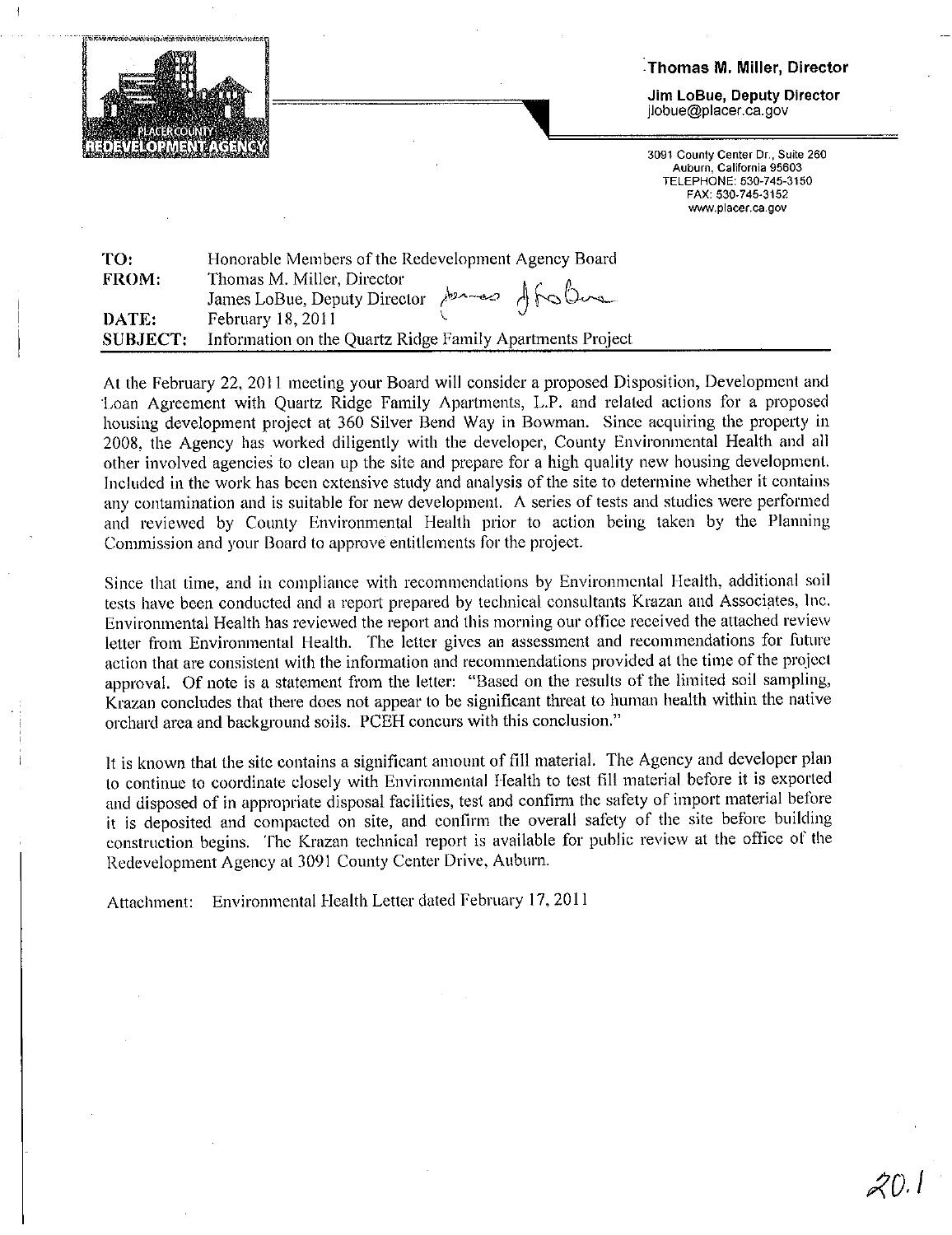PLACER COUNTY REDEVELOPMENT AGENCY

**Thomas M. Miller, Director**

**Jim LoBue, Deputy Director**
jlobue@placer.ca.gov

3091 County Center Dr., Suite 260
Auburn, California 95603
TELEPHONE: 530-745-3150
FAX: 530-745-3152
www.placer.ca.gov

| | |
|---|---|
| **TO:** | Honorable Members of the Redevelopment Agency Board |
| **FROM:** | Thomas M. Miller, Director<br>James LoBue, Deputy Director |
| **DATE:** | February 18, 2011 |
| **SUBJECT:** | Information on the Quartz Ridge Family Apartments Project |

At the February 22, 2011 meeting your Board will consider a proposed Disposition, Development and Loan Agreement with Quartz Ridge Family Apartments, L.P. and related actions for a proposed housing development project at 360 Silver Bend Way in Bowman. Since acquiring the property in 2008, the Agency has worked diligently with the developer, County Environmental Health and all other involved agencies to clean up the site and prepare for a high quality new housing development. Included in the work has been extensive study and analysis of the site to determine whether it contains any contamination and is suitable for new development. A series of tests and studies were performed and reviewed by County Environmental Health prior to action being taken by the Planning Commission and your Board to approve entitlements for the project.

Since that time, and in compliance with recommendations by Environmental Health, additional soil tests have been conducted and a report prepared by technical consultants Krazan and Associates, Inc. Environmental Health has reviewed the report and this morning our office received the attached review letter from Environmental Health. The letter gives an assessment and recommendations for future action that are consistent with the information and recommendations provided at the time of the project approval. Of note is a statement from the letter: "Based on the results of the limited soil sampling, Krazan concludes that there does not appear to be significant threat to human health within the native orchard area and background soils. PCEH concurs with this conclusion."

It is known that the site contains a significant amount of fill material. The Agency and developer plan to continue to coordinate closely with Environmental Health to test fill material before it is exported and disposed of in appropriate disposal facilities, test and confirm the safety of import material before it is deposited and compacted on site, and confirm the overall safety of the site before building construction begins. The Krazan technical report is available for public review at the office of the Redevelopment Agency at 3091 County Center Drive, Auburn.

Attachment: Environmental Health Letter dated February 17, 2011

20.1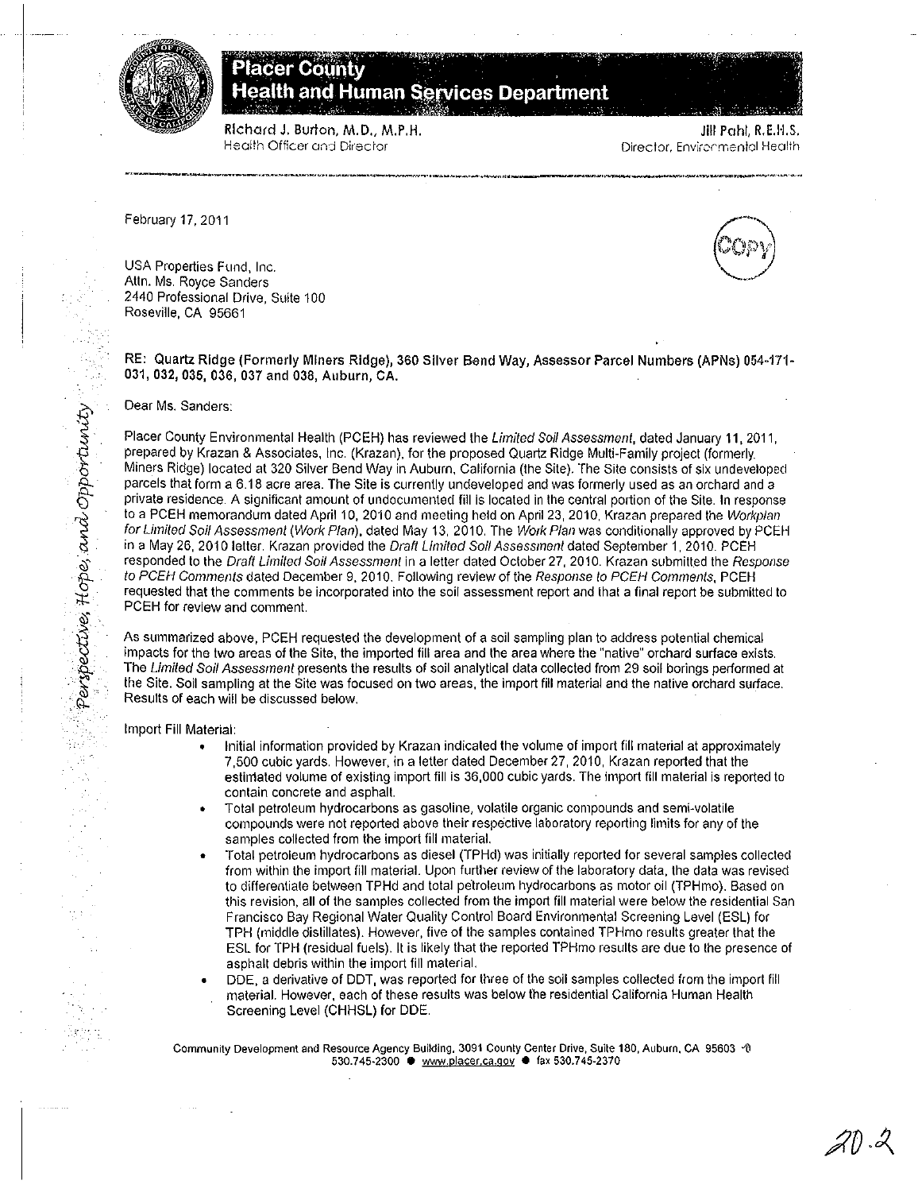# Placer County
## Health and Human Services Department

Richard J. Burton, M.D., M.P.H.
Health Officer and Director

Jill Pahl, R.E.H.S.
Director, Environmental Health

---

February 17, 2011

COPY

USA Properties Fund, Inc.
Attn. Ms. Royce Sanders
2440 Professional Drive, Suite 100
Roseville, CA 95661

**RE: Quartz Ridge (Formerly Miners Ridge), 360 Silver Bend Way, Assessor Parcel Numbers (APNs) 054-171-031, 032, 035, 036, 037 and 038, Auburn, CA.**

Dear Ms. Sanders:

Placer County Environmental Health (PCEH) has reviewed the *Limited Soil Assessment*, dated January 11, 2011, prepared by Krazan & Associates, Inc. (Krazan), for the proposed Quartz Ridge Multi-Family project (formerly Miners Ridge) located at 320 Silver Bend Way in Auburn, California (the Site). The Site consists of six undeveloped parcels that form a 6.18 acre area. The Site is currently undeveloped and was formerly used as an orchard and a private residence. A significant amount of undocumented fill is located in the central portion of the Site. In response to a PCEH memorandum dated April 10, 2010 and meeting held on April 23, 2010, Krazan prepared the *Workplan for Limited Soil Assessment* (*Work Plan*), dated May 13, 2010. The *Work Plan* was conditionally approved by PCEH in a May 26, 2010 letter. Krazan provided the *Draft Limited Soil Assessment* dated September 1, 2010. PCEH responded to the *Draft Limited Soil Assessment* in a letter dated October 27, 2010. Krazan submitted the *Response to PCEH Comments* dated December 9, 2010. Following review of the *Response to PCEH Comments*, PCEH requested that the comments be incorporated into the soil assessment report and that a final report be submitted to PCEH for review and comment.

As summarized above, PCEH requested the development of a soil sampling plan to address potential chemical impacts for the two areas of the Site, the imported fill area and the area where the "native" orchard surface exists. The *Limited Soil Assessment* presents the results of soil analytical data collected from 29 soil borings performed at the Site. Soil sampling at the Site was focused on two areas, the import fill material and the native orchard surface. Results of each will be discussed below.

Import Fill Material:

- Initial information provided by Krazan indicated the volume of import fill material at approximately 7,500 cubic yards. However, in a letter dated December 27, 2010, Krazan reported that the estimated volume of existing import fill is 36,000 cubic yards. The import fill material is reported to contain concrete and asphalt.
- Total petroleum hydrocarbons as gasoline, volatile organic compounds and semi-volatile compounds were not reported above their respective laboratory reporting limits for any of the samples collected from the import fill material.
- Total petroleum hydrocarbons as diesel (TPHd) was initially reported for several samples collected from within the import fill material. Upon further review of the laboratory data, the data was revised to differentiate between TPHd and total petroleum hydrocarbons as motor oil (TPHmo). Based on this revision, all of the samples collected from the import fill material were below the residential San Francisco Bay Regional Water Quality Control Board Environmental Screening Level (ESL) for TPH (middle distillates). However, five of the samples contained TPHmo results greater that the ESL for TPH (residual fuels). It is likely that the reported TPHmo results are due to the presence of asphalt debris within the import fill material.
- DDE, a derivative of DDT, was reported for three of the soil samples collected from the import fill material. However, each of these results was below the residential California Human Health Screening Level (CHHSL) for DDE.

Community Development and Resource Agency Building, 3091 County Center Drive, Suite 180, Auburn, CA 95603
530.745-2300 ● www.placer.ca.gov ● fax 530.745-2370

20.2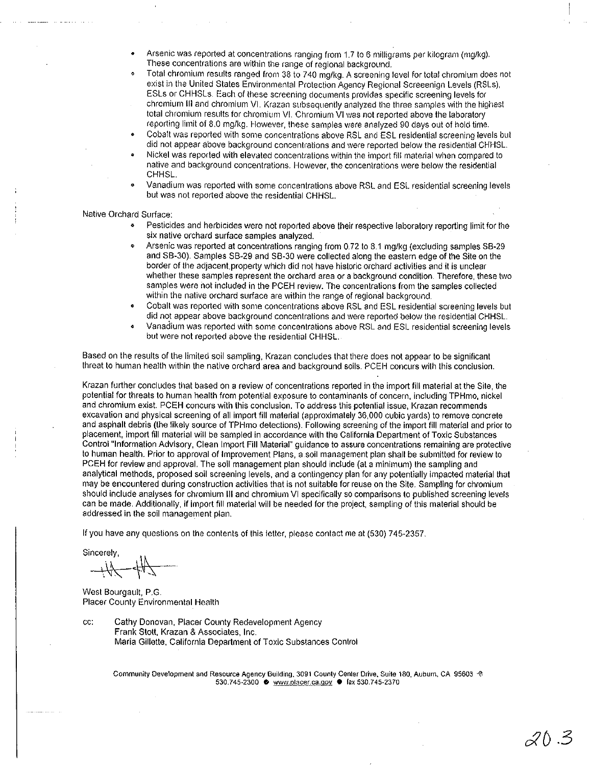- Arsenic was reported at concentrations ranging from 1.7 to 6 milligrams per kilogram (mg/kg). These concentrations are within the range of regional background.
- Total chromium results ranged from 38 to 740 mg/kg. A screening level for total chromium does not exist in the United States Environmental Protection Agency Regional Screeenign Levels (RSLs), ESLs or CHHSLs. Each of these screening documents provides specific screening levels for chromium III and chromium VI. Krazan subsequently analyzed the three samples with the highest total chromium results for chromium VI. Chromium VI was not reported above the laboratory reporting limit of 8.0 mg/kg. However, these samples were analyzed 90 days out of hold time.
- Cobalt was reported with some concentrations above RSL and ESL residential screening levels but did not appear above background concentrations and were reported below the residential CHHSL.
- Nickel was reported with elevated concentrations within the import fill material when compared to native and background concentrations. However, the concentrations were below the residential CHHSL.
- Vanadium was reported with some concentrations above RSL and ESL residential screening levels but was not reported above the residential CHHSL.

Native Orchard Surface:

- Pesticides and herbicides were not reported above their respective laboratory reporting limit for the six native orchard surface samples analyzed.
- Arsenic was reported at concentrations ranging from 0.72 to 8.1 mg/kg (excluding samples SB-29 and SB-30). Samples SB-29 and SB-30 were collected along the eastern edge of the Site on the border of the adjacent property which did not have historic orchard activities and it is unclear whether these samples represent the orchard area or a background condition. Therefore, these two samples were not included in the PCEH review. The concentrations from the samples collected within the native orchard surface are within the range of regional background.
- Cobalt was reported with some concentrations above RSL and ESL residential screening levels but did not appear above background concentrations and were reported below the residential CHHSL.
- Vanadium was reported with some concentrations above RSL and ESL residential screening levels but were not reported above the residential CHHSL.

Based on the results of the limited soil sampling, Krazan concludes that there does not appear to be significant threat to human health within the native orchard area and background soils. PCEH concurs with this conclusion.

Krazan further concludes that based on a review of concentrations reported in the import fill material at the Site, the potential for threats to human health from potential exposure to contaminants of concern, including TPHmo, nickel and chromium exist. PCEH concurs with this conclusion. To address this potential issue, Krazan recommends excavation and physical screening of all import fill material (approximately 36,000 cubic yards) to remove concrete and asphalt debris (the likely source of TPHmo detections). Following screening of the import fill material and prior to placement, import fill material will be sampled in accordance with the California Department of Toxic Substances Control "Information Advisory, Clean Import Fill Material" guidance to assure concentrations remaining are protective to human health. Prior to approval of Improvement Plans, a soil management plan shall be submitted for review to PCEH for review and approval. The soil management plan should include (at a minimum) the sampling and analytical methods, proposed soil screening levels, and a contingency plan for any potentially impacted material that may be encountered during construction activities that is not suitable for reuse on the Site. Sampling for chromium should include analyses for chromium III and chromium VI specifically so comparisons to published screening levels can be made. Additionally, if import fill material will be needed for the project, sampling of this material should be addressed in the soil management plan.

If you have any questions on the contents of this letter, please contact me at (530) 745-2357.

Sincerely,

West Bourgault, P.G.
Placer County Environmental Health

cc: Cathy Donovan, Placer County Redevelopment Agency
Frank Stott, Krazan & Associates, Inc.
Maria Gillette, California Department of Toxic Substances Control

Community Development and Resource Agency Building, 3091 County Center Drive, Suite 180, Auburn, CA 95603
530.745-2300 ● www.placer.ca.gov ● fax 530.745-2370